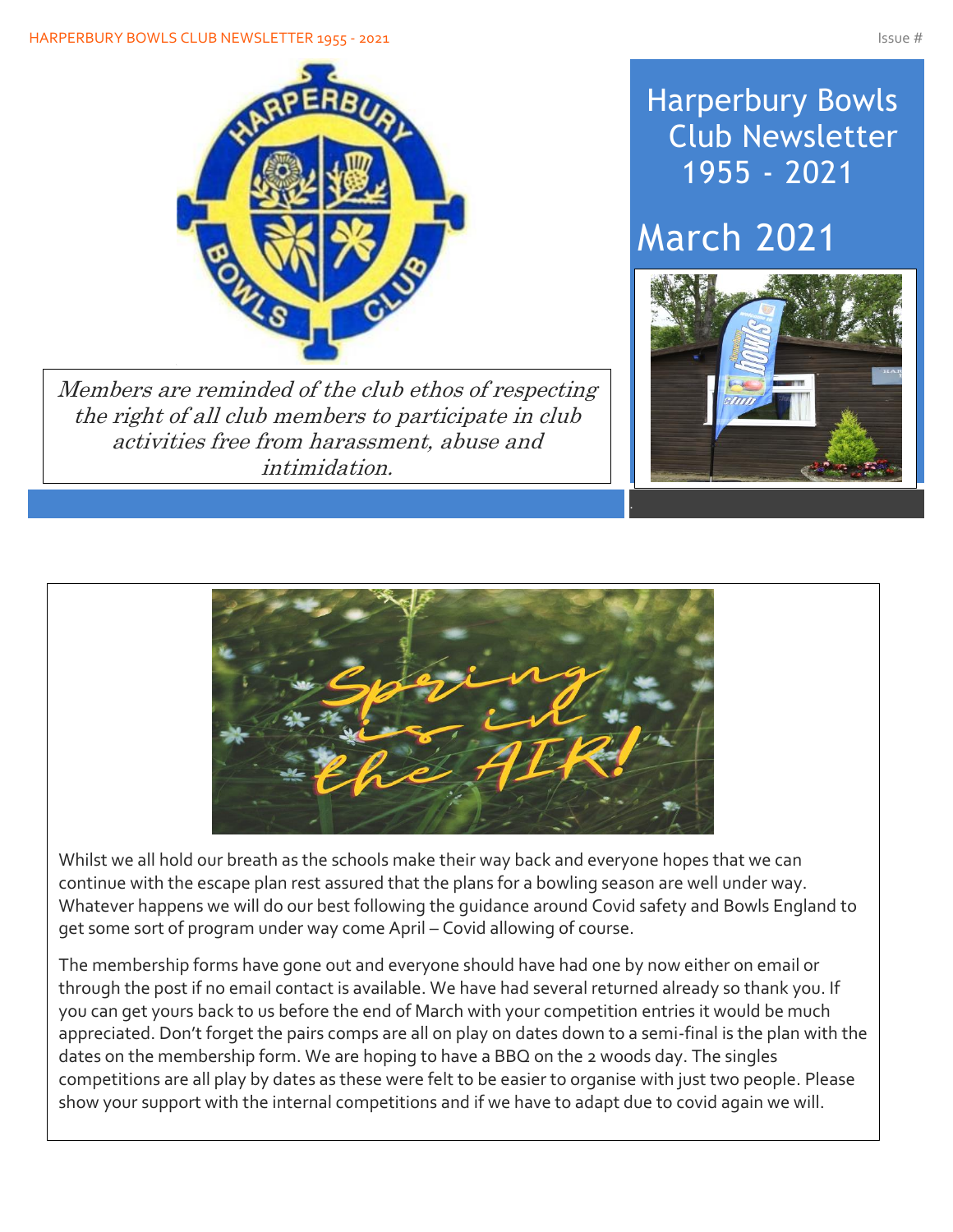# Harperbury Bowls Club Newsletter 1955 - 2021

## March 2021

*Members are reminded of the club ethos of respecting the right of all club members to participate in club activities free from harassment, abuse and intimidation.*

Whilst we all hold our breath as the schools make their way back and everyone hopes that we can continue with the escape plan rest assured that the plans for a bowling season are well under way. Whatever happens we will do our best following the guidance around Covid safety and Bowls England to get some sort of program under way come April – Covid allowing of course.

The membership forms have gone out and everyone should have had one by now either on email or through the post if no email contact is available. We have had several returned already so thank you. If you can get yours back to us before the end of March with your competition entries it would be much appreciated. Don't forget the pairs comps are all on play on dates down to a semi-final is the plan with the dates on the membership form. We are hoping to have a BBQ on the 2 woods day. The singles competitions are all play by dates as these were felt to be easier to organise with just two people. Please show your support with the internal competitions and if we have to adapt due to covid again we will.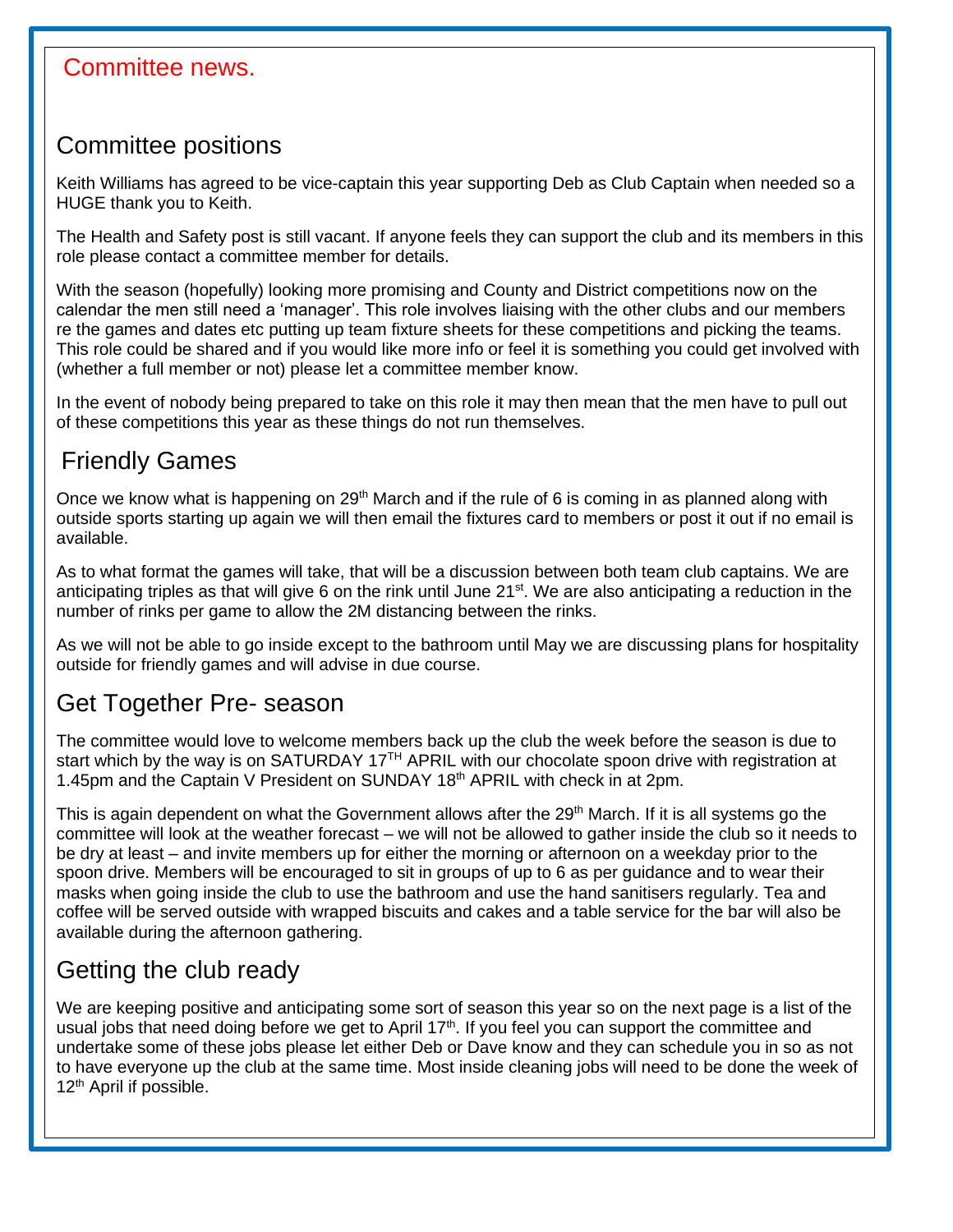# Committee news.

## Committee positions

Keith Williams has agreed to be vice-captain this year supporting Deb as Club Captain when needed so a HUGE thank you to Keith.

The Health and Safety post is still vacant. If anyone feels they can support the club and its members in this role please contact a committee member for details.

With the season (hopefully) looking more promising and County and District competitions now on the calendar the men still need a 'manager'. This role involves liaising with the other clubs and our members re the games and dates etc putting up team fixture sheets for these competitions and picking the teams. This role could be shared and if you would like more info or feel it is something you could get involved with (whether a full member or not) please let a committee member know.

In the event of nobody being prepared to take on this role it may then mean that the men have to pull out of these competitions this year as these things do not run themselves.

## Friendly Games

Once we know what is happening on 29th March and if the rule of 6 is coming in as planned along with outside sports starting up again we will then email the fixtures card to members or post it out if no email is available.

As to what format the games will take, that will be a discussion between both team club captains. We are anticipating triples as that will give 6 on the rink until June 21st. We are also anticipating a reduction in the number of rinks per game to allow the 2M distancing between the rinks.

As we will not be able to go inside except to the bathroom until May we are discussing plans for hospitality outside for friendly games and will advise in due course.

## Get Together Pre- season

The committee would love to welcome members back up the club the week before the season is due to start which by the way is on SATURDAY 17TH APRIL with our chocolate spoon drive with registration at 1.45pm and the Captain V President on SUNDAY 18th APRIL with check in at 2pm.

This is again dependent on what the Government allows after the 29th March. If it is all systems go the committee will look at the weather forecast – we will not be allowed to gather inside the club so it needs to be dry at least – and invite members up for either the morning or afternoon on a weekday prior to the spoon drive. Members will be encouraged to sit in groups of up to 6 as per guidance and to wear their masks when going inside the club to use the bathroom and use the hand sanitisers regularly. Tea and coffee will be served outside with wrapped biscuits and cakes and a table service for the bar will also be available during the afternoon gathering.

## Getting the club ready

We are keeping positive and anticipating some sort of season this year so on the next page is a list of the usual jobs that need doing before we get to April 17th. If you feel you can support the committee and undertake some of these jobs please let either Deb or Dave know and they can schedule you in so as not to have everyone up the club at the same time. Most inside cleaning jobs will need to be done the week of 12th April if possible.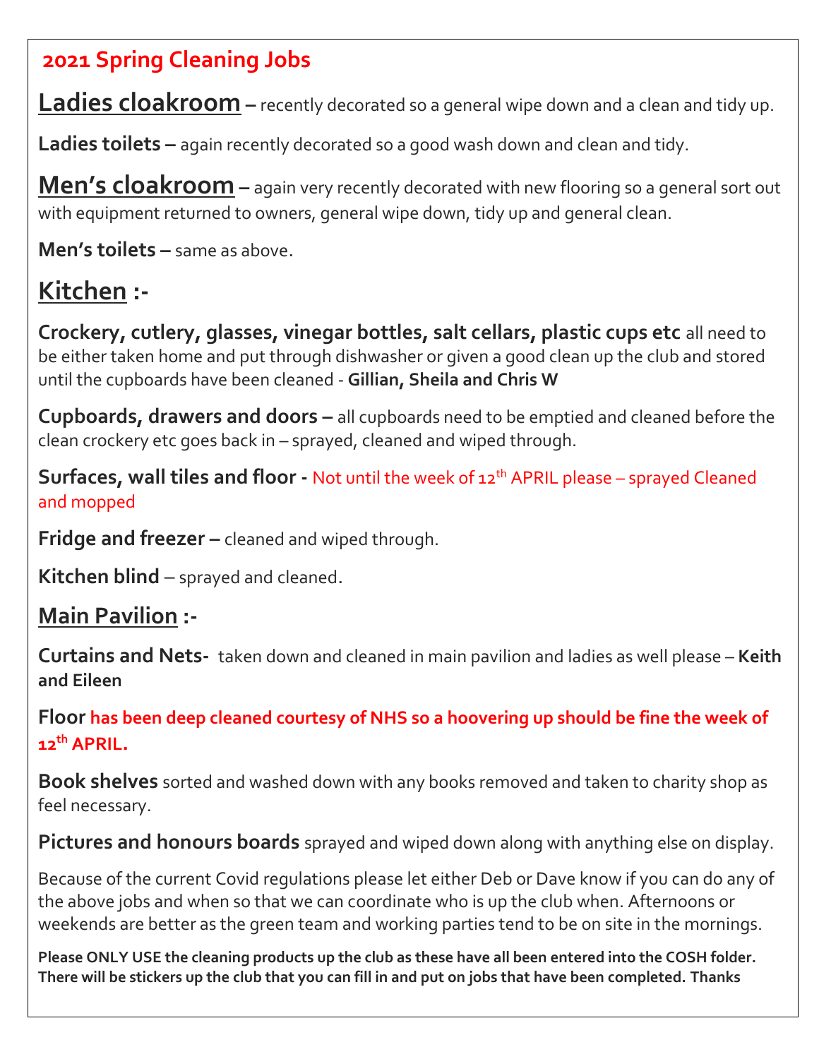# 2021 Spring Cleaning Jobs

**Ladies cloakroom** – recently decorated so a general wipe down and a clean and tidy up.

**Ladies toilets** – again recently decorated so a good wash down and clean and tidy.

**Men's cloakroom** – again very recently decorated with new flooring so a general sort out with equipment returned to owners, general wipe down, tidy up and general clean.

**Men's toilets** – same as above.

## Kitchen :-

**Crockery, cutlery, glasses, vinegar bottles, salt cellars, plastic cups etc** all need to be either taken home and put through dishwasher or given a good clean up the club and stored until the cupboards have been cleaned - **Gillian, Sheila and Chris W**

**Cupboards, drawers and doors** – all cupboards need to be emptied and cleaned before the clean crockery etc goes back in – sprayed, cleaned and wiped through.

**Surfaces, wall tiles and floor** - Not until the week of 12th APRIL please – sprayed Cleaned and mopped

**Fridge and freezer** – cleaned and wiped through.

**Kitchen blind** – sprayed and cleaned.

## Main Pavilion :-

**Curtains and Nets**- taken down and cleaned in main pavilion and ladies as well please – **Keith and Eileen**

**Floor has been deep cleaned courtesy of NHS so a hoovering up should be fine the week of 12th APRIL.**

**Book shelves** sorted and washed down with any books removed and taken to charity shop as feel necessary.

**Pictures and honours boards** sprayed and wiped down along with anything else on display.

Because of the current Covid regulations please let either Deb or Dave know if you can do any of the above jobs and when so that we can coordinate who is up the club when. Afternoons or weekends are better as the green team and working parties tend to be on site in the mornings.

**Please ONLY USE the cleaning products up the club as these have all been entered into the COSH folder. There will be stickers up the club that you can fill in and put on jobs that have been completed. Thanks**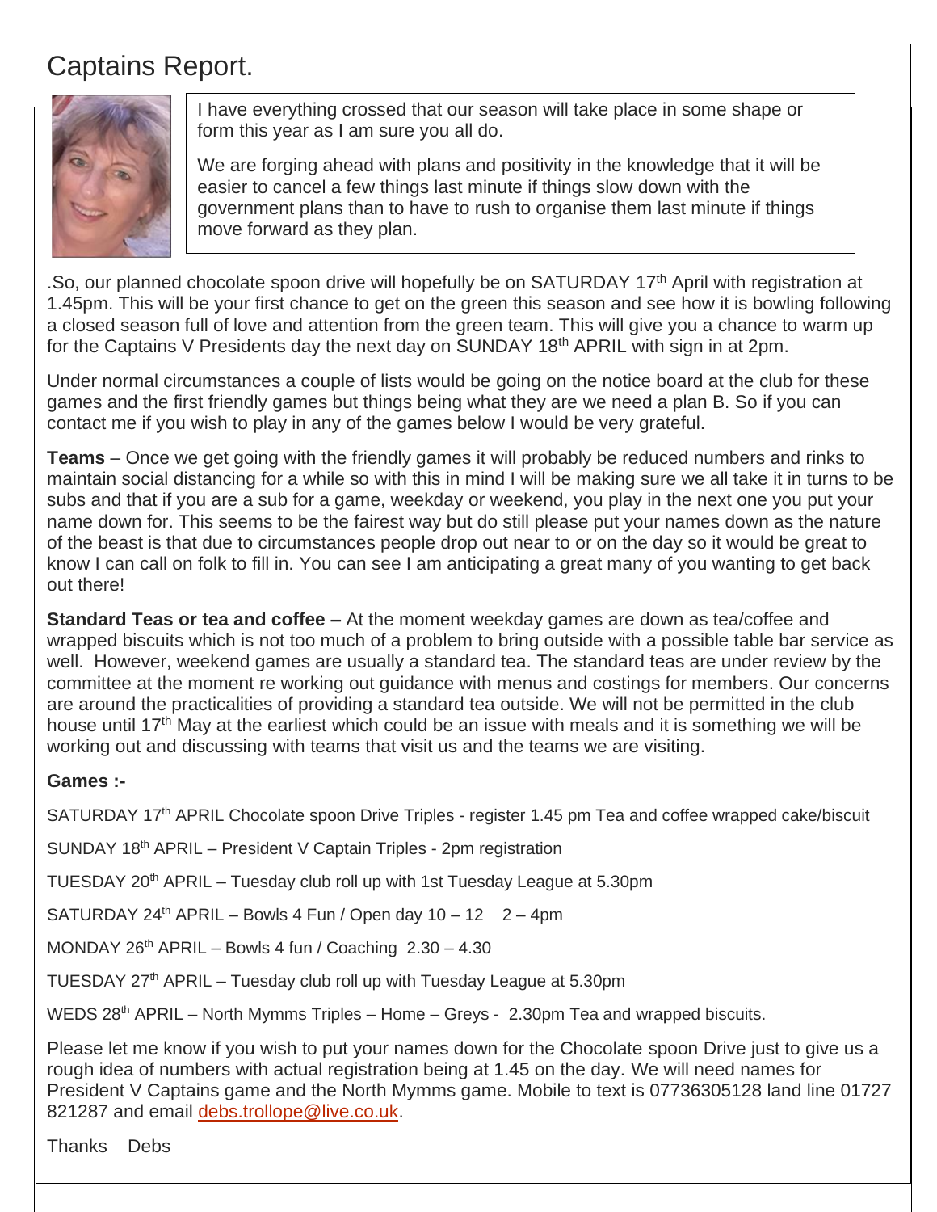# Captains Report.

I have everything crossed that our season will take place in some shape or form this year as I am sure you all do.

We are forging ahead with plans and positivity in the knowledge that it will be easier to cancel a few things last minute if things slow down with the government plans than to have to rush to organise them last minute if things move forward as they plan.

.So, our planned chocolate spoon drive will hopefully be on SATURDAY 17th April with registration at 1.45pm. This will be your first chance to get on the green this season and see how it is bowling following a closed season full of love and attention from the green team. This will give you a chance to warm up for the Captains V Presidents day the next day on SUNDAY 18th APRIL with sign in at 2pm.

Under normal circumstances a couple of lists would be going on the notice board at the club for these games and the first friendly games but things being what they are we need a plan B. So if you can contact me if you wish to play in any of the games below I would be very grateful.

**Teams** – Once we get going with the friendly games it will probably be reduced numbers and rinks to maintain social distancing for a while so with this in mind I will be making sure we all take it in turns to be subs and that if you are a sub for a game, weekday or weekend, you play in the next one you put your name down for. This seems to be the fairest way but do still please put your names down as the nature of the beast is that due to circumstances people drop out near to or on the day so it would be great to know I can call on folk to fill in. You can see I am anticipating a great many of you wanting to get back out there!

**Standard Teas or tea and coffee –** At the moment weekday games are down as tea/coffee and wrapped biscuits which is not too much of a problem to bring outside with a possible table bar service as well. However, weekend games are usually a standard tea. The standard teas are under review by the committee at the moment re working out guidance with menus and costings for members. Our concerns are around the practicalities of providing a standard tea outside. We will not be permitted in the club house until 17th May at the earliest which could be an issue with meals and it is something we will be working out and discussing with teams that visit us and the teams we are visiting.

**Games :-**

SATURDAY 17th APRIL Chocolate spoon Drive Triples - register 1.45 pm Tea and coffee wrapped cake/biscuit

SUNDAY 18th APRIL – President V Captain Triples - 2pm registration

TUESDAY 20th APRIL – Tuesday club roll up with 1st Tuesday League at 5.30pm

SATURDAY 24th APRIL – Bowls 4 Fun / Open day 10 – 12 2 – 4pm

MONDAY 26th APRIL – Bowls 4 fun / Coaching 2.30 – 4.30

TUESDAY 27th APRIL – Tuesday club roll up with Tuesday League at 5.30pm

WEDS 28th APRIL – North Mymms Triples – Home – Greys - 2.30pm Tea and wrapped biscuits.

Please let me know if you wish to put your names down for the Chocolate spoon Drive just to give us a rough idea of numbers with actual registration being at 1.45 on the day. We will need names for President V Captains game and the North Mymms game. Mobile to text is 07736305128 land line 01727 821287 and email debs.trollope@live.co.uk.

Thanks Debs